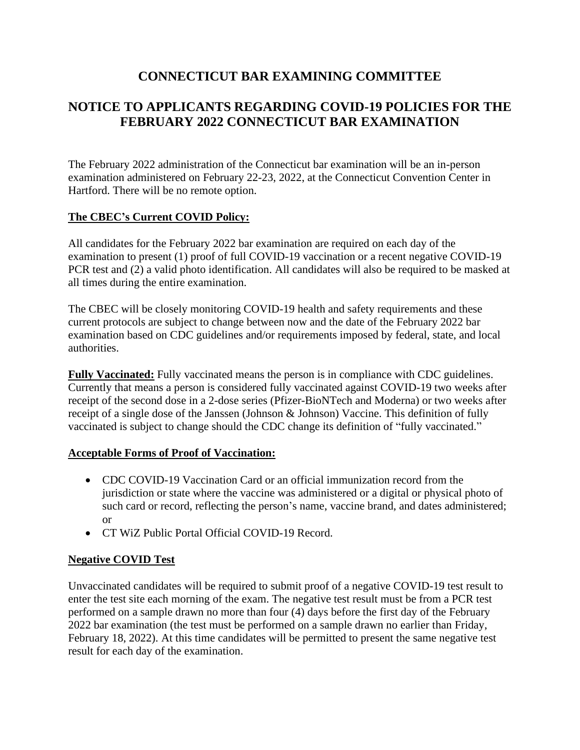# CONNECTICUT BAR EXAMINING COMMITTEE

## NOTICE TO APPLICANTS REGARDING COVID-19 POLICIES FOR THE FEBRUARY 2022 CONNECTICUT BAR EXAMINATION

The February 2022 administration of the Connecticut bar examination will be an in-person examination administered on February 22-23, 2022, at the Connecticut Convention Center in Hartford. There will be no remote option.

### The CBEC's Current COVID Policy:

All candidates for the February 2022 bar examination are required on each day of the examination to present (1) proof of full COVID-19 vaccination or a recent negative COVID-19 PCR test and (2) a valid photo identification. All candidates will also be required to be masked at all times during the entire examination.

The CBEC will be closely monitoring COVID-19 health and safety requirements and these current protocols are subject to change between now and the date of the February 2022 bar examination based on CDC guidelines and/or requirements imposed by federal, state, and local authorities.

**Fully Vaccinated:** Fully vaccinated means the person is in compliance with CDC guidelines. Currently that means a person is considered fully vaccinated against COVID-19 two weeks after receipt of the second dose in a 2-dose series (Pfizer-BioNTech and Moderna) or two weeks after receipt of a single dose of the Janssen (Johnson & Johnson) Vaccine. This definition of fully vaccinated is subject to change should the CDC change its definition of "fully vaccinated."

### Acceptable Forms of Proof of Vaccination:

- CDC COVID-19 Vaccination Card or an official immunization record from the jurisdiction or state where the vaccine was administered or a digital or physical photo of such card or record, reflecting the person's name, vaccine brand, and dates administered; or
- CT WiZ Public Portal Official COVID-19 Record.

### Negative COVID Test

Unvaccinated candidates will be required to submit proof of a negative COVID-19 test result to enter the test site each morning of the exam. The negative test result must be from a PCR test performed on a sample drawn no more than four (4) days before the first day of the February 2022 bar examination (the test must be performed on a sample drawn no earlier than Friday, February 18, 2022). At this time candidates will be permitted to present the same negative test result for each day of the examination.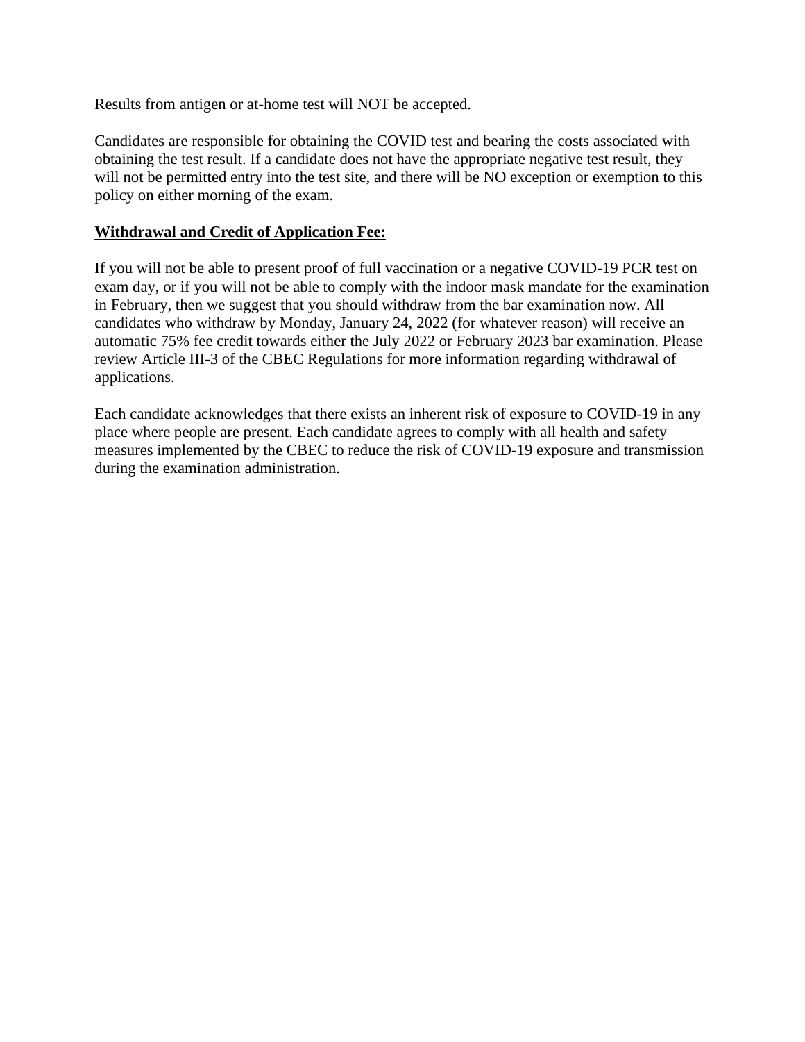Results from antigen or at-home test will NOT be accepted.

Candidates are responsible for obtaining the COVID test and bearing the costs associated with obtaining the test result. If a candidate does not have the appropriate negative test result, they will not be permitted entry into the test site, and there will be NO exception or exemption to this policy on either morning of the exam.

**Withdrawal and Credit of Application Fee:**

If you will not be able to present proof of full vaccination or a negative COVID-19 PCR test on exam day, or if you will not be able to comply with the indoor mask mandate for the examination in February, then we suggest that you should withdraw from the bar examination now. All candidates who withdraw by Monday, January 24, 2022 (for whatever reason) will receive an automatic 75% fee credit towards either the July 2022 or February 2023 bar examination. Please review Article III-3 of the CBEC Regulations for more information regarding withdrawal of applications.

Each candidate acknowledges that there exists an inherent risk of exposure to COVID-19 in any place where people are present. Each candidate agrees to comply with all health and safety measures implemented by the CBEC to reduce the risk of COVID-19 exposure and transmission during the examination administration.